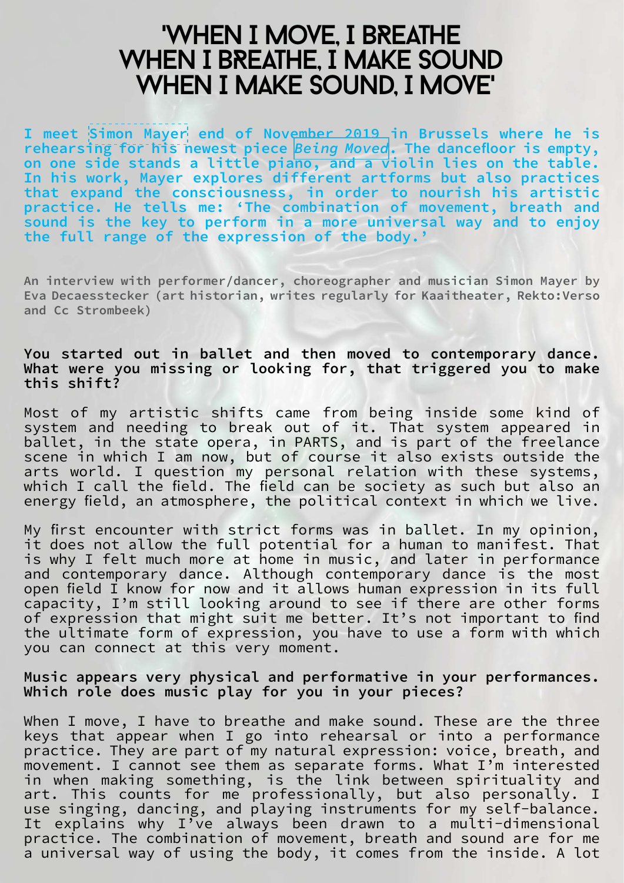# 'WHEN I MOVE, I BREATHE WHEN I BREATHE, I MAKE SOUND WHEN I MAKE SOUND, I MOVE'

**I meet Simon Mayer end of November 2019 in Brussels where he is rehearsing for his newest piece *Being Moved*. The dancefloor is empty, on one side stands a little piano, and a violin lies on the table. In his work, Mayer explores different artforms but also practices that expand the consciousness, in order to nourish his artistic practice. He tells me: 'The combination of movement, breath and sound is the key to perform in a more universal way and to enjoy the full range of the expression of the body.'**

An interview with performer/dancer, choreographer and musician Simon Mayer by Eva Decaesstecker (art historian, writes regularly for Kaaitheater, Rekto:Verso and Cc Strombeek)

**You started out in ballet and then moved to contemporary dance. What were you missing or looking for, that triggered you to make this shift?**

Most of my artistic shifts came from being inside some kind of system and needing to break out of it. That system appeared in ballet, in the state opera, in PARTS, and is part of the freelance scene in which I am now, but of course it also exists outside the arts world. I question my personal relation with these systems, which I call the field. The field can be society as such but also an energy field, an atmosphere, the political context in which we live.

My first encounter with strict forms was in ballet. In my opinion, it does not allow the full potential for a human to manifest. That is why I felt much more at home in music, and later in performance and contemporary dance. Although contemporary dance is the most open field I know for now and it allows human expression in its full capacity, I'm still looking around to see if there are other forms of expression that might suit me better. It's not important to find the ultimate form of expression, you have to use a form with which you can connect at this very moment.

**Music appears very physical and performative in your performances. Which role does music play for you in your pieces?**

When I move, I have to breathe and make sound. These are the three keys that appear when I go into rehearsal or into a performance practice. They are part of my natural expression: voice, breath, and movement. I cannot see them as separate forms. What I'm interested in when making something, is the link between spirituality and art. This counts for me professionally, but also personally. I use singing, dancing, and playing instruments for my self-balance. It explains why I've always been drawn to a multi-dimensional practice. The combination of movement, breath and sound are for me a universal way of using the body, it comes from the inside. A lot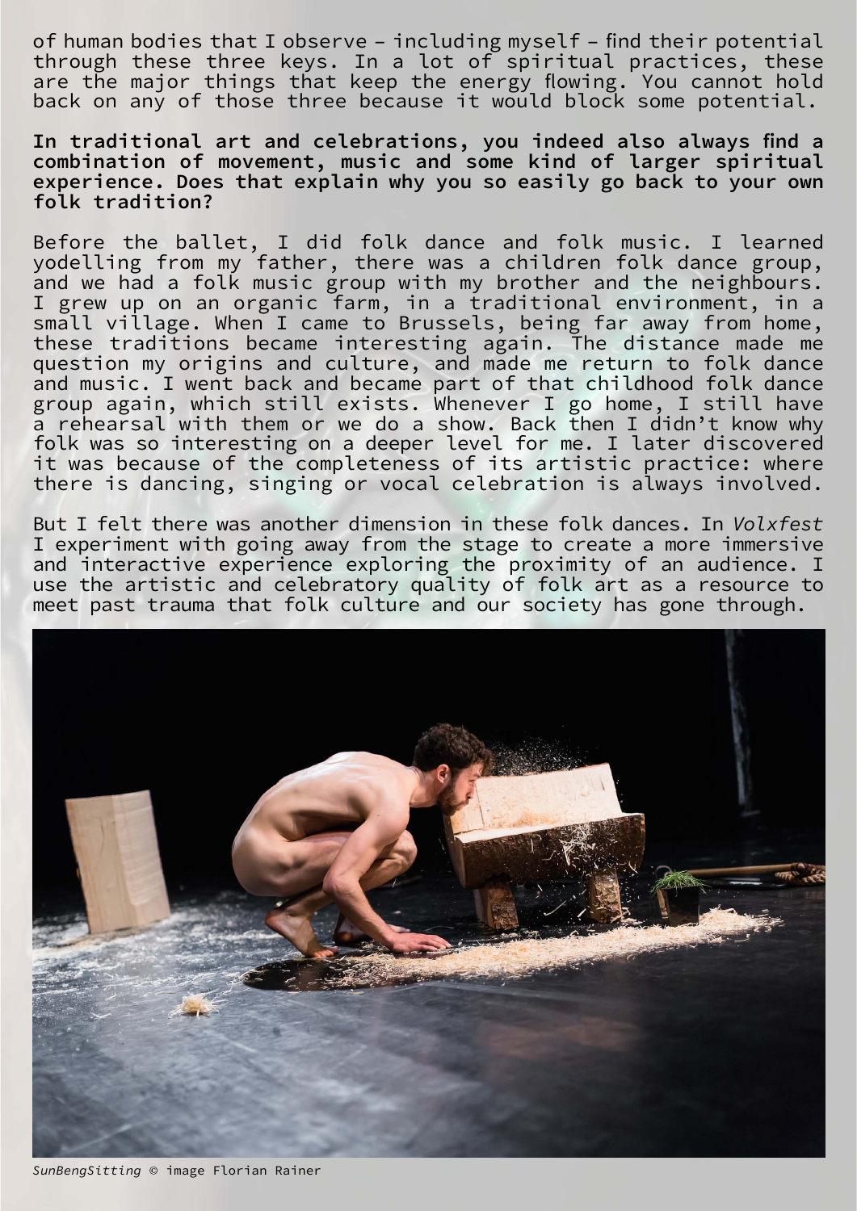of human bodies that I observe – including myself – find their potential through these three keys. In a lot of spiritual practices, these are the major things that keep the energy flowing. You cannot hold back on any of those three because it would block some potential.

**In traditional art and celebrations, you indeed also always find a combination of movement, music and some kind of larger spiritual experience. Does that explain why you so easily go back to your own folk tradition?**

Before the ballet, I did folk dance and folk music. I learned yodelling from my father, there was a children folk dance group, and we had a folk music group with my brother and the neighbours. I grew up on an organic farm, in a traditional environment, in a small village. When I came to Brussels, being far away from home, these traditions became interesting again. The distance made me question my origins and culture, and made me return to folk dance and music. I went back and became part of that childhood folk dance group again, which still exists. Whenever I go home, I still have a rehearsal with them or we do a show. Back then I didn't know why folk was so interesting on a deeper level for me. I later discovered it was because of the completeness of its artistic practice: where there is dancing, singing or vocal celebration is always involved.

But I felt there was another dimension in these folk dances. In *Volxfest* I experiment with going away from the stage to create a more immersive and interactive experience exploring the proximity of an audience. I use the artistic and celebratory quality of folk art as a resource to meet past trauma that folk culture and our society has gone through.

*SunBengSitting* © image Florian Rainer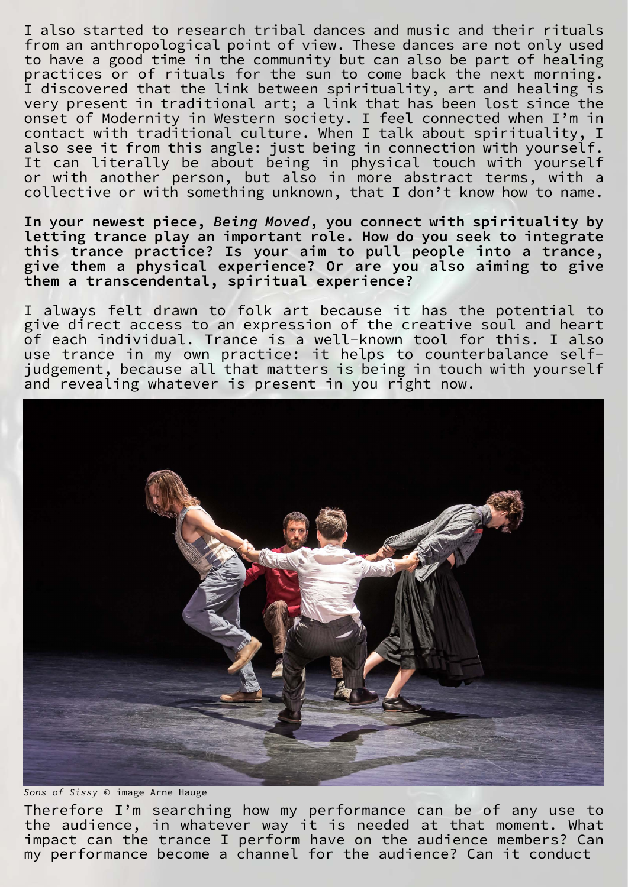I also started to research tribal dances and music and their rituals from an anthropological point of view. These dances are not only used to have a good time in the community but can also be part of healing practices or of rituals for the sun to come back the next morning. I discovered that the link between spirituality, art and healing is very present in traditional art; a link that has been lost since the onset of Modernity in Western society. I feel connected when I'm in contact with traditional culture. When I talk about spirituality, I also see it from this angle: just being in connection with yourself. It can literally be about being in physical touch with yourself or with another person, but also in more abstract terms, with a collective or with something unknown, that I don't know how to name.

**In your newest piece, *Being Moved*, you connect with spirituality by letting trance play an important role. How do you seek to integrate this trance practice? Is your aim to pull people into a trance, give them a physical experience? Or are you also aiming to give them a transcendental, spiritual experience?**

I always felt drawn to folk art because it has the potential to give direct access to an expression of the creative soul and heart of each individual. Trance is a well-known tool for this. I also use trance in my own practice: it helps to counterbalance self-judgement, because all that matters is being in touch with yourself and revealing whatever is present in you right now.

*Sons of Sissy* © image Arne Hauge

Therefore I'm searching how my performance can be of any use to the audience, in whatever way it is needed at that moment. What impact can the trance I perform have on the audience members? Can my performance become a channel for the audience? Can it conduct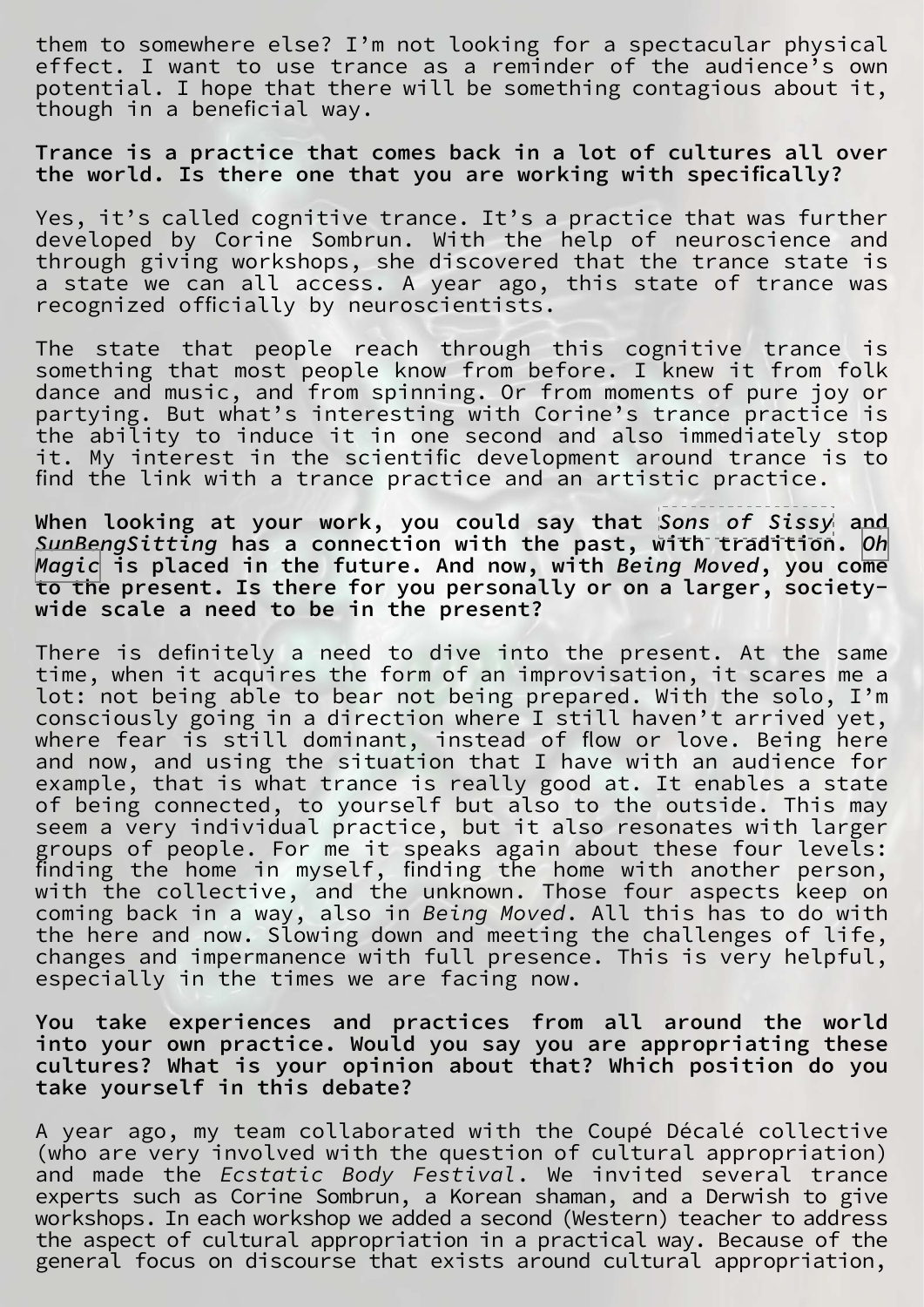them to somewhere else? I'm not looking for a spectacular physical effect. I want to use trance as a reminder of the audience's own potential. I hope that there will be something contagious about it, though in a beneficial way.

**Trance is a practice that comes back in a lot of cultures all over the world. Is there one that you are working with specifically?**

Yes, it's called cognitive trance. It's a practice that was further developed by Corine Sombrun. With the help of neuroscience and through giving workshops, she discovered that the trance state is a state we can all access. A year ago, this state of trance was recognized officially by neuroscientists.

The state that people reach through this cognitive trance is something that most people know from before. I knew it from folk dance and music, and from spinning. Or from moments of pure joy or partying. But what's interesting with Corine's trance practice is the ability to induce it in one second and also immediately stop it. My interest in the scientific development around trance is to find the link with a trance practice and an artistic practice.

**When looking at your work, you could say that *Sons of Sissy* and *SunBengSitting* has a connection with the past, with tradition. *Oh Magic* is placed in the future. And now, with *Being Moved*, you come to the present. Is there for you personally or on a larger, society-wide scale a need to be in the present?**

There is definitely a need to dive into the present. At the same time, when it acquires the form of an improvisation, it scares me a lot: not being able to bear not being prepared. With the solo, I'm consciously going in a direction where I still haven't arrived yet, where fear is still dominant, instead of flow or love. Being here and now, and using the situation that I have with an audience for example, that is what trance is really good at. It enables a state of being connected, to yourself but also to the outside. This may seem a very individual practice, but it also resonates with larger groups of people. For me it speaks again about these four levels: finding the home in myself, finding the home with another person, with the collective, and the unknown. Those four aspects keep on coming back in a way, also in *Being Moved*. All this has to do with the here and now. Slowing down and meeting the challenges of life, changes and impermanence with full presence. This is very helpful, especially in the times we are facing now.

**You take experiences and practices from all around the world into your own practice. Would you say you are appropriating these cultures? What is your opinion about that? Which position do you take yourself in this debate?**

A year ago, my team collaborated with the Coupé Décalé collective (who are very involved with the question of cultural appropriation) and made the *Ecstatic Body Festival*. We invited several trance experts such as Corine Sombrun, a Korean shaman, and a Derwish to give workshops. In each workshop we added a second (Western) teacher to address the aspect of cultural appropriation in a practical way. Because of the general focus on discourse that exists around cultural appropriation,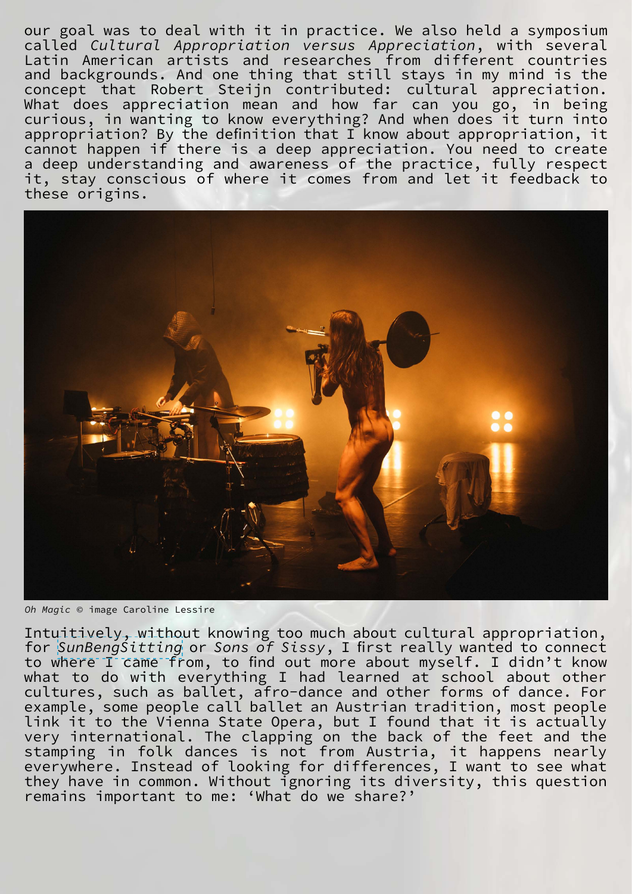our goal was to deal with it in practice. We also held a symposium called *Cultural Appropriation versus Appreciation*, with several Latin American artists and researches from different countries and backgrounds. And one thing that still stays in my mind is the concept that Robert Steijn contributed: cultural appreciation. What does appreciation mean and how far can you go, in being curious, in wanting to know everything? And when does it turn into appropriation? By the definition that I know about appropriation, it cannot happen if there is a deep appreciation. You need to create a deep understanding and awareness of the practice, fully respect it, stay conscious of where it comes from and let it feedback to these origins.

*Oh Magic* © image Caroline Lessire

Intuitively, without knowing too much about cultural appropriation, for *SunBengSitting* or *Sons of Sissy*, I first really wanted to connect to where I came from, to find out more about myself. I didn't know what to do with everything I had learned at school about other cultures, such as ballet, afro-dance and other forms of dance. For example, some people call ballet an Austrian tradition, most people link it to the Vienna State Opera, but I found that it is actually very international. The clapping on the back of the feet and the stamping in folk dances is not from Austria, it happens nearly everywhere. Instead of looking for differences, I want to see what they have in common. Without ignoring its diversity, this question remains important to me: 'What do we share?'